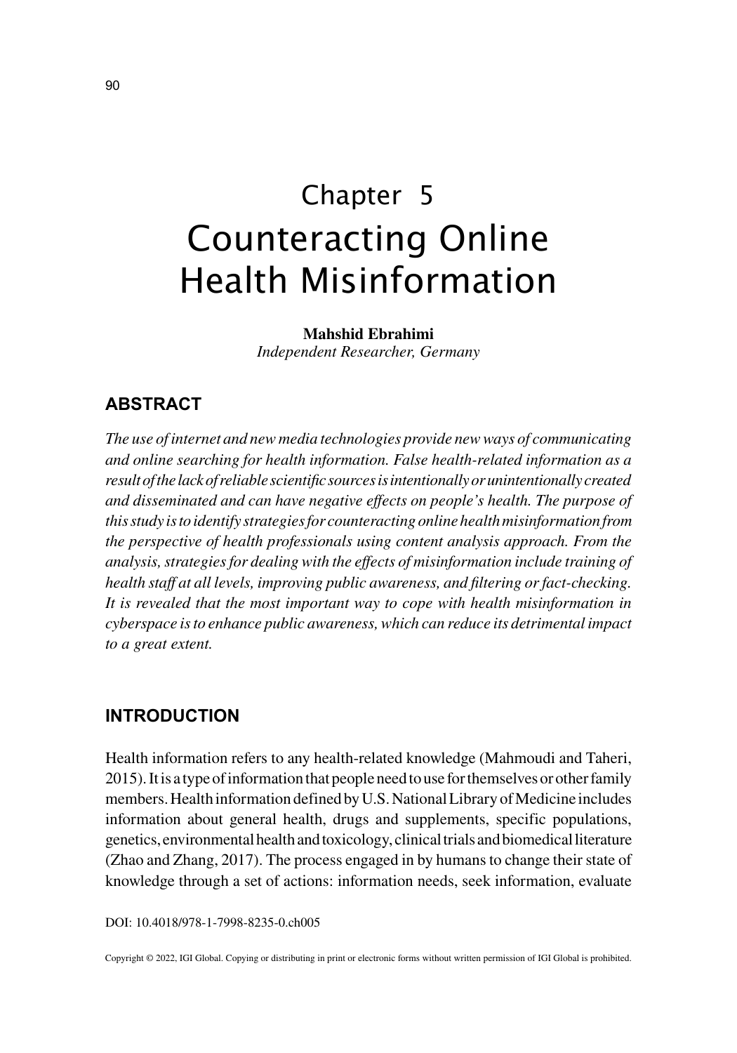# Chapter 5
# Counteracting Online Health Misinformation

**Mahshid Ebrahimi**
*Independent Researcher, Germany*

## ABSTRACT

*The use of internet and new media technologies provide new ways of communicating and online searching for health information. False health-related information as a result of the lack of reliable scientific sources is intentionally or unintentionally created and disseminated and can have negative effects on people's health. The purpose of this study is to identify strategies for counteracting online health misinformation from the perspective of health professionals using content analysis approach. From the analysis, strategies for dealing with the effects of misinformation include training of health staff at all levels, improving public awareness, and filtering or fact-checking. It is revealed that the most important way to cope with health misinformation in cyberspace is to enhance public awareness, which can reduce its detrimental impact to a great extent.*

## INTRODUCTION

Health information refers to any health-related knowledge (Mahmoudi and Taheri, 2015). It is a type of information that people need to use for themselves or other family members. Health information defined by U.S. National Library of Medicine includes information about general health, drugs and supplements, specific populations, genetics, environmental health and toxicology, clinical trials and biomedical literature (Zhao and Zhang, 2017). The process engaged in by humans to change their state of knowledge through a set of actions: information needs, seek information, evaluate

DOI: 10.4018/978-1-7998-8235-0.ch005

Copyright © 2022, IGI Global. Copying or distributing in print or electronic forms without written permission of IGI Global is prohibited.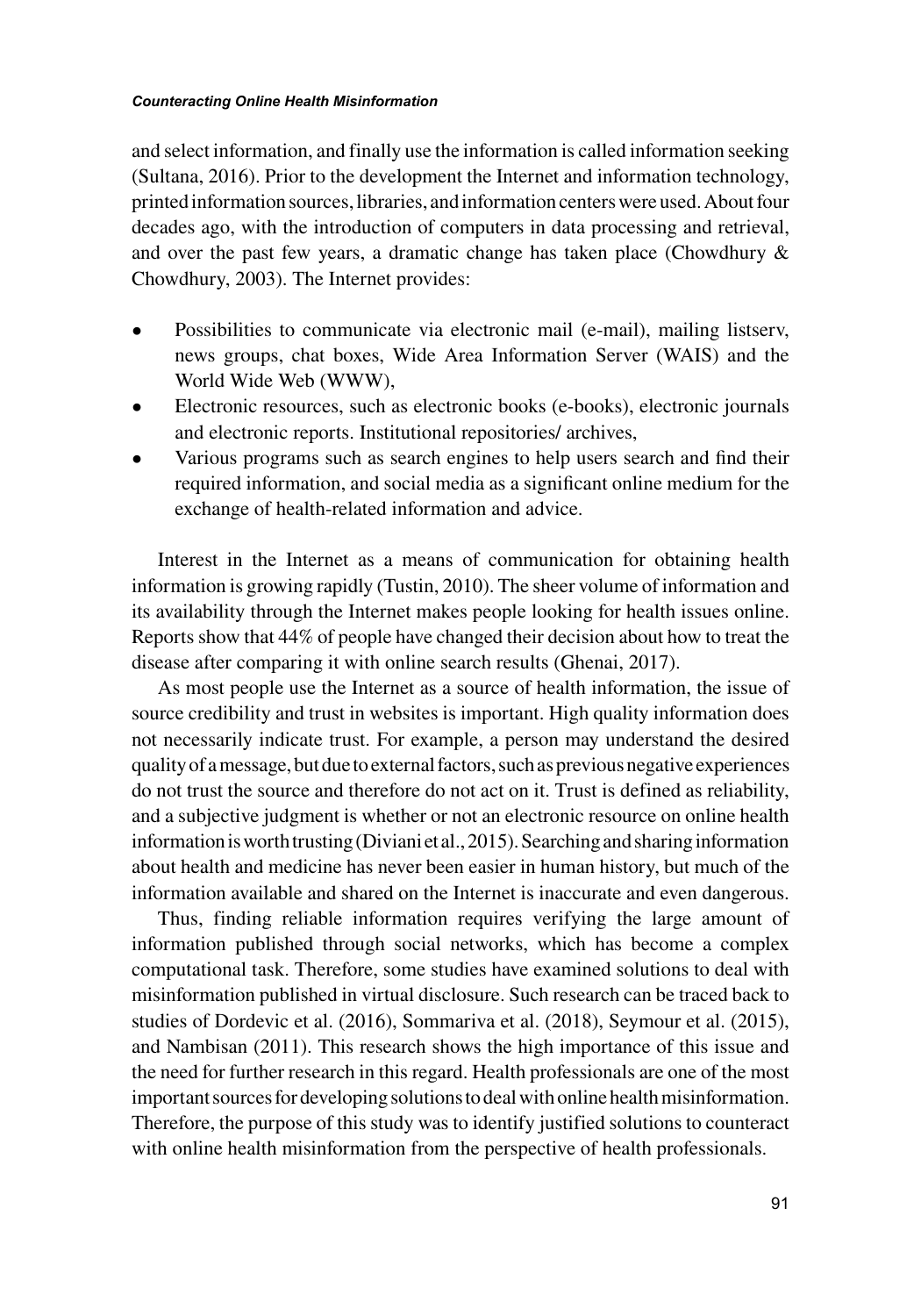and select information, and finally use the information is called information seeking (Sultana, 2016). Prior to the development the Internet and information technology, printed information sources, libraries, and information centers were used. About four decades ago, with the introduction of computers in data processing and retrieval, and over the past few years, a dramatic change has taken place (Chowdhury & Chowdhury, 2003). The Internet provides:

- Possibilities to communicate via electronic mail (e-mail), mailing listserv, news groups, chat boxes, Wide Area Information Server (WAIS) and the World Wide Web (WWW),
- Electronic resources, such as electronic books (e-books), electronic journals and electronic reports. Institutional repositories/ archives,
- Various programs such as search engines to help users search and find their required information, and social media as a significant online medium for the exchange of health-related information and advice.

Interest in the Internet as a means of communication for obtaining health information is growing rapidly (Tustin, 2010). The sheer volume of information and its availability through the Internet makes people looking for health issues online. Reports show that 44% of people have changed their decision about how to treat the disease after comparing it with online search results (Ghenai, 2017).

As most people use the Internet as a source of health information, the issue of source credibility and trust in websites is important. High quality information does not necessarily indicate trust. For example, a person may understand the desired quality of a message, but due to external factors, such as previous negative experiences do not trust the source and therefore do not act on it. Trust is defined as reliability, and a subjective judgment is whether or not an electronic resource on online health information is worth trusting (Diviani et al., 2015). Searching and sharing information about health and medicine has never been easier in human history, but much of the information available and shared on the Internet is inaccurate and even dangerous.

Thus, finding reliable information requires verifying the large amount of information published through social networks, which has become a complex computational task. Therefore, some studies have examined solutions to deal with misinformation published in virtual disclosure. Such research can be traced back to studies of Dordevic et al. (2016), Sommariva et al. (2018), Seymour et al. (2015), and Nambisan (2011). This research shows the high importance of this issue and the need for further research in this regard. Health professionals are one of the most important sources for developing solutions to deal with online health misinformation. Therefore, the purpose of this study was to identify justified solutions to counteract with online health misinformation from the perspective of health professionals.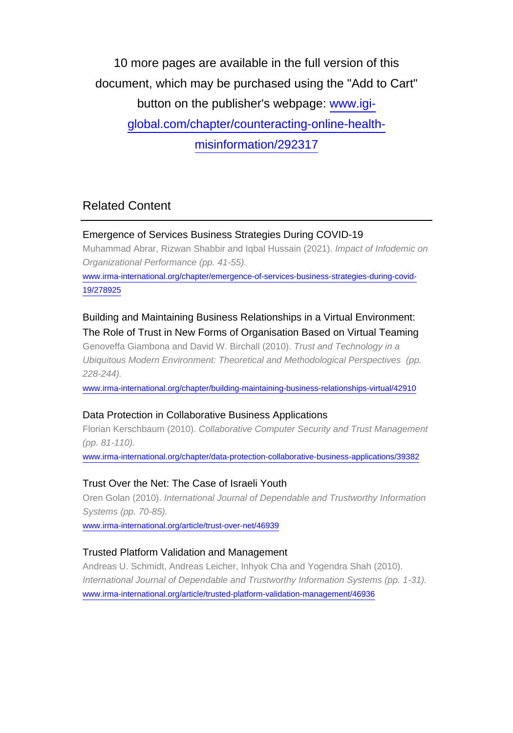10 more pages are available in the full version of this document, which may be purchased using the "Add to Cart" button on the publisher's webpage: [www.igi-global.com/chapter/counteracting-online-health-misinformation/292317](http://www.igi-global.com/chapter/counteracting-online-health-misinformation/292317)

## Related Content

**Emergence of Services Business Strategies During COVID-19**
Muhammad Abrar, Rizwan Shabbir and Iqbal Hussain (2021). *Impact of Infodemic on Organizational Performance (pp. 41-55).*
[www.irma-international.org/chapter/emergence-of-services-business-strategies-during-covid-19/278925](http://www.irma-international.org/chapter/emergence-of-services-business-strategies-during-covid-19/278925)

**Building and Maintaining Business Relationships in a Virtual Environment: The Role of Trust in New Forms of Organisation Based on Virtual Teaming**
Genoveffa Giambona and David W. Birchall (2010). *Trust and Technology in a Ubiquitous Modern Environment: Theoretical and Methodological Perspectives (pp. 228-244).*
[www.irma-international.org/chapter/building-maintaining-business-relationships-virtual/42910](http://www.irma-international.org/chapter/building-maintaining-business-relationships-virtual/42910)

**Data Protection in Collaborative Business Applications**
Florian Kerschbaum (2010). *Collaborative Computer Security and Trust Management (pp. 81-110).*
[www.irma-international.org/chapter/data-protection-collaborative-business-applications/39382](http://www.irma-international.org/chapter/data-protection-collaborative-business-applications/39382)

**Trust Over the Net: The Case of Israeli Youth**
Oren Golan (2010). *International Journal of Dependable and Trustworthy Information Systems (pp. 70-85).*
[www.irma-international.org/article/trust-over-net/46939](http://www.irma-international.org/article/trust-over-net/46939)

**Trusted Platform Validation and Management**
Andreas U. Schmidt, Andreas Leicher, Inhyok Cha and Yogendra Shah (2010). *International Journal of Dependable and Trustworthy Information Systems (pp. 1-31).*
[www.irma-international.org/article/trusted-platform-validation-management/46936](http://www.irma-international.org/article/trusted-platform-validation-management/46936)